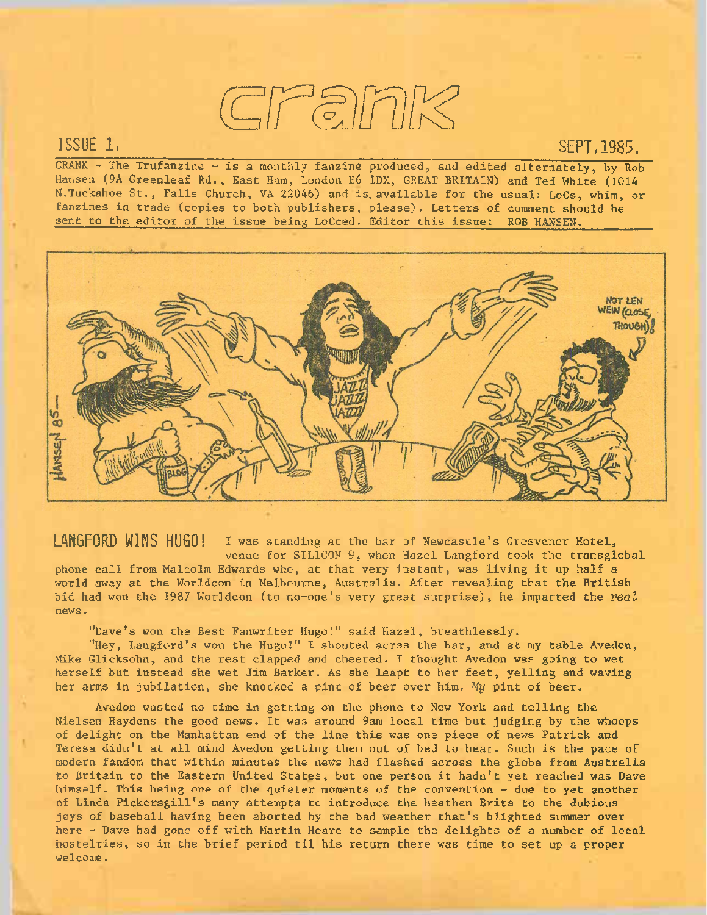# crank

ISSUE 1. SEPT. 1985.

CRANK - The Trufanzine - is a monthly fanzine produced, and edited alternately, by Rob Hansen (9A Greenleaf Rd., East Ham, London E6 1DX, GREAT BRITAIN) and Ted White (1014 N.Tuckahoe St., Falls Church, VA 22046) and is available for the usual: LoCs, whim, or fanzines in trade (copies to both publishers, please). Letters of comment should be sent to the editor of the issue being LoCced. Editor this issue: ROB HANSEN.

**LANGFORD WINS HUGO!** I was standing at the bar of Newcastle's Grosvenor Hotel, venue for SILICON 9, when Hazel Langford took the transglobal phone call from Malcolm Edwards who, at that very instant, was living it up half a world away at the Worldcon in Melbourne, Australia. After revealing that the British bid had won the 1987 Worldcon (to no-one's very great surprise), he imparted the *real* news.

"Dave's won the Best Fanwriter Hugo!" said Hazel, breathlessly.

"Hey, Langford's won the Hugo!" I shouted acrss the bar, and at my table Avedon, Mike Glicksohn, and the rest clapped and cheered. I thought Avedon was going to wet herself but instead she wet Jim Barker. As she leapt to her feet, yelling and waving her arms in jubilation, she knocked a pint of beer over him. *My* pint of beer.

Avedon wasted no time in getting on the phone to New York and telling the Nielsen Haydens the good news. It was around 9am local time but judging by the whoops of delight on the Manhattan end of the line this was one piece of news Patrick and Teresa didn't at all mind Avedon getting them out of bed to hear. Such is the pace of modern fandom that within minutes the news had flashed across the globe from Australia to Britain to the Eastern United States, but one person it hadn't yet reached was Dave himself. This being one of the quieter moments of the convention - due to yet another of Linda Pickersgill's many attempts to introduce the heathen Brits to the dubious joys of baseball having been aborted by the bad weather that's blighted summer over here - Dave had gone off with Martin Hoare to sample the delights of a number of local hostelries, so in the brief period til his return there was time to set up a proper welcome.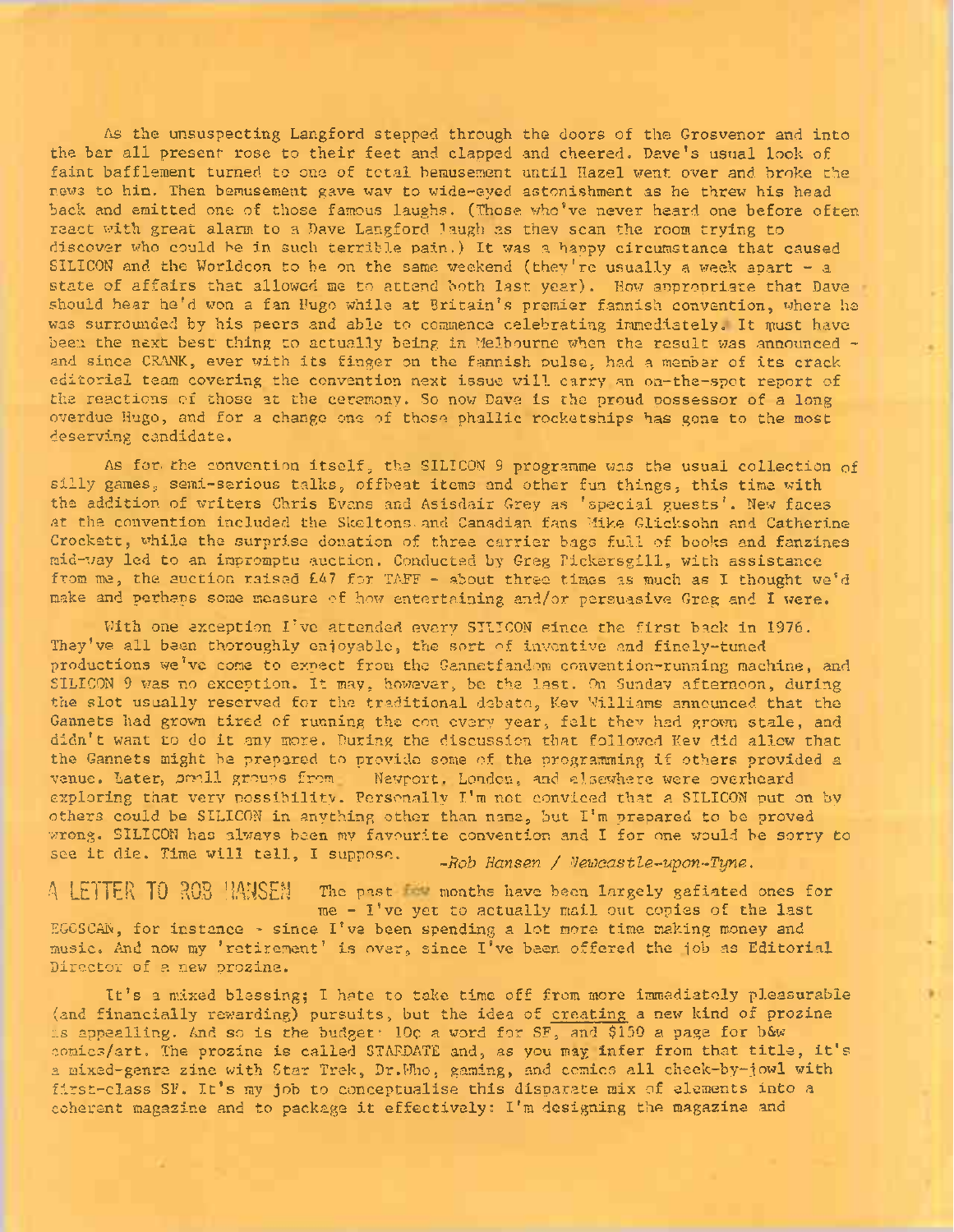As the unsuspecting Langford stepped through the doors of the Grosvenor and into the bar all present rose to their feet and clapped and cheered. Dave's usual look of faint bafflement turned to one of total bemusement until Hazel went over and broke the news to him. Then bemusement gave way to wide-eyed astonishment as he threw his head back and emitted one of those famous laughs. (Those who've never heard one before often react with great alarm to a Dave Langford laugh as they scan the room trying to discover who could be in such terrible pain.) It was a happy circumstance that caused SILICON and the Worldcon to be on the same weekend (they're usually a week apart - a state of affairs that allowed me to attend both last year). How appropriate that Dave should hear he'd won a fan Hugo while at Britain's premier fannish convention, where he was surrounded by his peers and able to commence celebrating immediately. It must have been the next best thing to actually being in Melbourne when the result was announced - and since CRANK, ever with its finger on the fannish pulse, had a member of its crack editorial team covering the convention next issue will carry an on-the-spot report of the reactions of those at the ceremony. So now Dave is the proud possessor of a long overdue Hugo, and for a change one of those phallic rocketships has gone to the most deserving candidate.

As for the convention itself, the SILICON 9 programme was the usual collection of silly games, semi-serious talks, offbeat items and other fun things, this time with the addition of writers Chris Evans and Asisdair Grey as 'special guests'. New faces at the convention included the Skeltons and Canadian fans Mike Glicksohn and Catherine Crockett, while the surprise donation of three carrier bags full of books and fanzines mid-way led to an impromptu auction. Conducted by Greg Pickersgill, with assistance from me, the auction raised £47 for TAFF - about three times as much as I thought we'd make and perhaps some measure of how entertaining and/or persuasive Greg and I were.

With one exception I've attended every SILICON since the first back in 1976. They've all been thoroughly enjoyable, the sort of inventive and finely-tuned productions we've come to expect from the Gannetfandom convention-running machine, and SILICON 9 was no exception. It may, however, be the last. On Sunday afternoon, during the slot usually reserved for the traditional debate, Kev Williams announced that the Gannets had grown tired of running the con every year, felt they had grown stale, and didn't want to do it any more. During the discussion that followed Kev did allow that the Gannets might be prepared to provide some of the programming if others provided a venue. Later, small groups from Newport, London, and elsewhere were overheard exploring that very possibility. Personally I'm not conviced that a SILICON put on by others could be SILICON in anything other than name, but I'm prepared to be proved wrong. SILICON has always been my favourite convention and I for one would be sorry to see it die. Time will tell, I suppose.

*-Rob Hansen / Newcastle-upon-Tyne.*

## A LETTER TO ROB HANSEN

The past few months have been largely gafiated ones for me - I've yet to actually mail out copies of the last EGOSCAN, for instance - since I've been spending a lot more time making money and music. And now my 'retirement' is over, since I've been offered the job as Editorial Director of a new prozine.

It's a mixed blessing; I hate to take time off from more immediately pleasurable (and financially rewarding) pursuits, but the idea of creating a new kind of prozine is appealling. And so is the budget: 10¢ a word for SF, and $150 a page for b&w comics/art. The prozine is called STARDATE and, as you may infer from that title, it's a mixed-genre zine with Star Trek, Dr.Who, gaming, and comics all cheek-by-jowl with first-class SF. It's my job to conceptualise this disparate mix of elements into a coherent magazine and to package it effectively: I'm designing the magazine and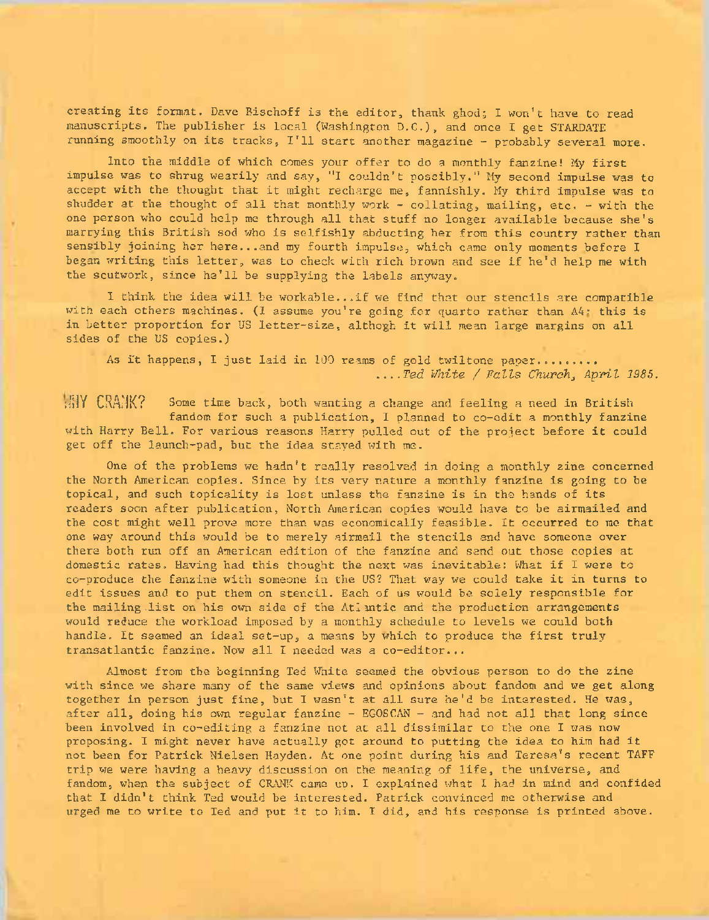creating its format. Dave Bischoff is the editor, thank ghod; I won't have to read manuscripts. The publisher is local (Washington D.C.), and once I get STARDATE running smoothly on its tracks, I'll start another magazine - probably several more.

Into the middle of which comes your offer to do a monthly fanzine! My first impulse was to shrug wearily and say, "I couldn't possibly." My second impulse was to accept with the thought that it might recharge me, fannishly. My third impulse was to shudder at the thought of all that monthly work - collating, mailing, etc. - with the one person who could help me through all that stuff no longer available because she's marrying this British sod who is selfishly abducting her from this country rather than sensibly joining her here...and my fourth impulse, which came only moments before I began writing this letter, was to check with rich brown and see if he'd help me with the scutwork, since he'll be supplying the labels anyway.

I think the idea will be workable...if we find that our stencils are compatible with each others machines. (I assume you're going for quarto rather than A4; this is in better proportion for US letter-size, althogh it will mean large margins on all sides of the US copies.)

As it happens, I just laid in 100 reams of gold twiltone paper.........
....*Ted White / Falls Church, April 1985.*

**WHY CRANK?** Some time back, both wanting a change and feeling a need in British fandom for such a publication, I planned to co-edit a monthly fanzine with Harry Bell. For various reasons Harry pulled out of the project before it could get off the launch-pad, but the idea stayed with me.

One of the problems we hadn't really resolved in doing a monthly zine concerned the North American copies. Since by its very nature a monthly fanzine is going to be topical, and such topicality is lost unless the fanzine is in the hands of its readers soon after publication, North American copies would have to be airmailed and the cost might well prove more than was economically feasible. It occurred to me that one way around this would be to merely airmail the stencils and have someone over there both run off an American edition of the fanzine and send out those copies at domestic rates. Having had this thought the next was inevitable: What if I were to co-produce the fanzine with someone in the US? That way we could take it in turns to edit issues and to put them on stencil. Each of us would be solely responsible for the mailing list on his own side of the Atlantic and the production arrangements would reduce the workload imposed by a monthly schedule to levels we could both handle. It seemed an ideal set-up, a means by which to produce the first truly transatlantic fanzine. Now all I needed was a co-editor...

Almost from the beginning Ted White seemed the obvious person to do the zine with since we share many of the same views and opinions about fandom and we get along together in person just fine, but I wasn't at all sure he'd be interested. He was, after all, doing his own regular fanzine - EGOSCAN - and had not all that long since been involved in co-editing a fanzine not at all dissimilar to the one I was now proposing. I might never have actually got around to putting the idea to him had it not been for Patrick Nielsen Hayden. At one point during his and Teresa's recent TAFF trip we were having a heavy discussion on the meaning of life, the universe, and fandom, when the subject of CRANK came up. I explained what I had in mind and confided that I didn't think Ted would be interested. Patrick convinced me otherwise and urged me to write to Ted and put it to him. I did, and his response is printed above.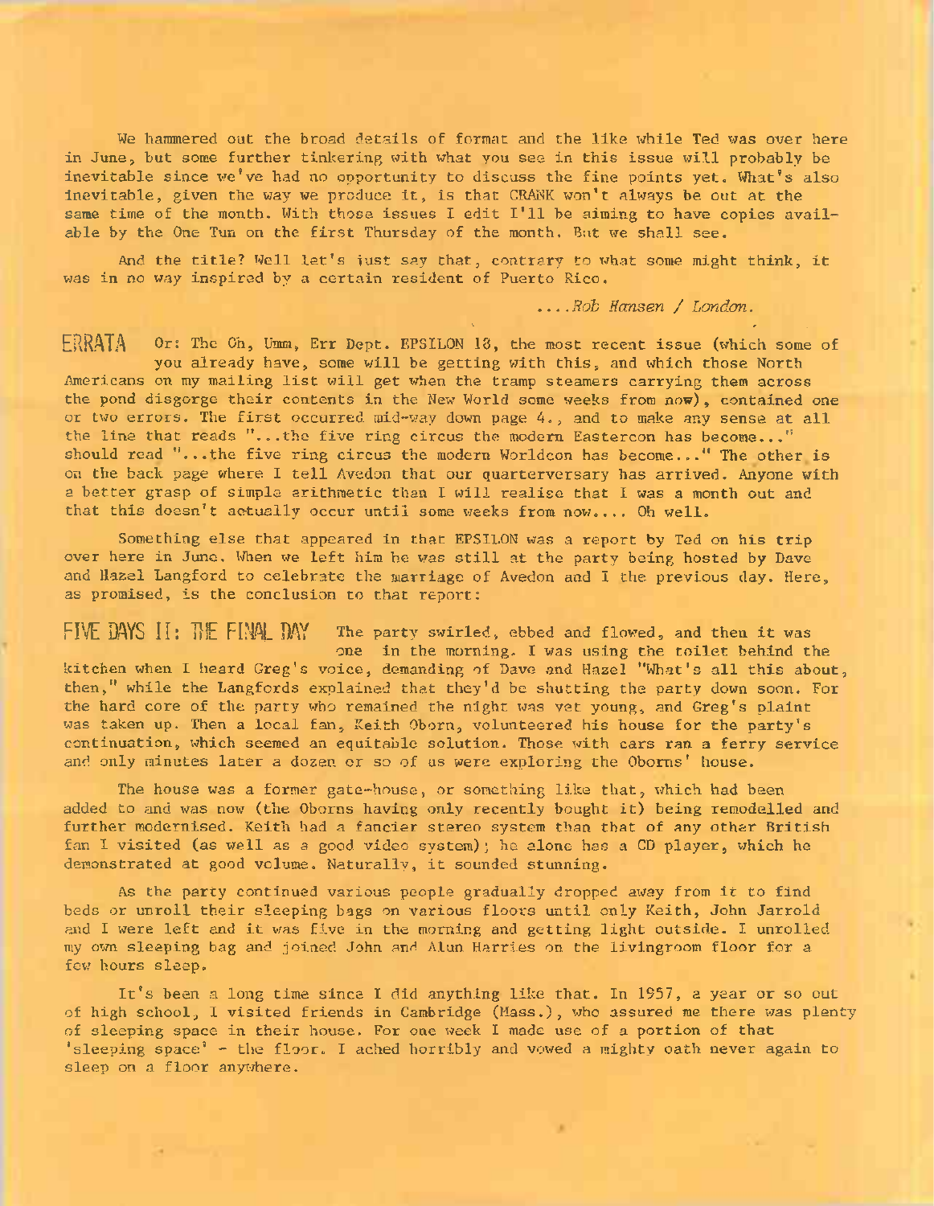We hammered out the broad details of format and the like while Ted was over here in June, but some further tinkering with what you see in this issue will probably be inevitable since we've had no opportunity to discuss the fine points yet. What's also inevitable, given the way we produce it, is that CRANK won't always be out at the same time of the month. With those issues I edit I'll be aiming to have copies available by the One Tun on the first Thursday of the month. But we shall see.

And the title? Well let's just say that, contrary to what some might think, it was in no way inspired by a certain resident of Puerto Rico.

*....Rob Hansen / London.*

**ERRATA** Or: The Oh, Umm, Err Dept. EPSILON 18, the most recent issue (which some of you already have, some will be getting with this, and which those North Americans on my mailing list will get when the tramp steamers carrying them across the pond disgorge their contents in the New World some weeks from now), contained one or two errors. The first occurred mid-way down page 4., and to make any sense at all the line that reads "...the five ring circus the modern Eastercon has become..." should read "...the five ring circus the modern Worldcon has become..." The other is on the back page where I tell Avedon that our quarterversary has arrived. Anyone with a better grasp of simple arithmetic than I will realise that I was a month out and that this doesn't actually occur until some weeks from now.... Oh well.

Something else that appeared in that EPSILON was a report by Ted on his trip over here in June. When we left him he was still at the party being hosted by Dave and Hazel Langford to celebrate the marriage of Avedon and I the previous day. Here, as promised, is the conclusion to that report:

**FIVE DAYS II: THE FINAL DAY** The party swirled, ebbed and flowed, and then it was one in the morning. I was using the toilet behind the kitchen when I heard Greg's voice, demanding of Dave and Hazel "What's all this about, then," while the Langfords explained that they'd be shutting the party down soon. For the hard core of the party who remained the night was yet young, and Greg's plaint was taken up. Then a local fan, Keith Oborn, volunteered his house for the party's continuation, which seemed an equitable solution. Those with cars ran a ferry service and only minutes later a dozen or so of us were exploring the Oborns' house.

The house was a former gate-house, or something like that, which had been added to and was now (the Oborns having only recently bought it) being remodelled and further modernised. Keith had a fancier stereo system than that of any other British fan I visited (as well as a good video system); he alone has a CD player, which he demonstrated at good volume. Naturally, it sounded stunning.

As the party continued various people gradually dropped away from it to find beds or unroll their sleeping bags on various floors until only Keith, John Jarrold and I were left and it was five in the morning and getting light outside. I unrolled my own sleeping bag and joined John and Alun Harries on the livingroom floor for a few hours sleep.

It's been a long time since I did anything like that. In 1957, a year or so out of high school, I visited friends in Cambridge (Mass.), who assured me there was plenty of sleeping space in their house. For one week I made use of a portion of that 'sleeping space' - the floor. I ached horribly and vowed a mighty oath never again to sleep on a floor anywhere.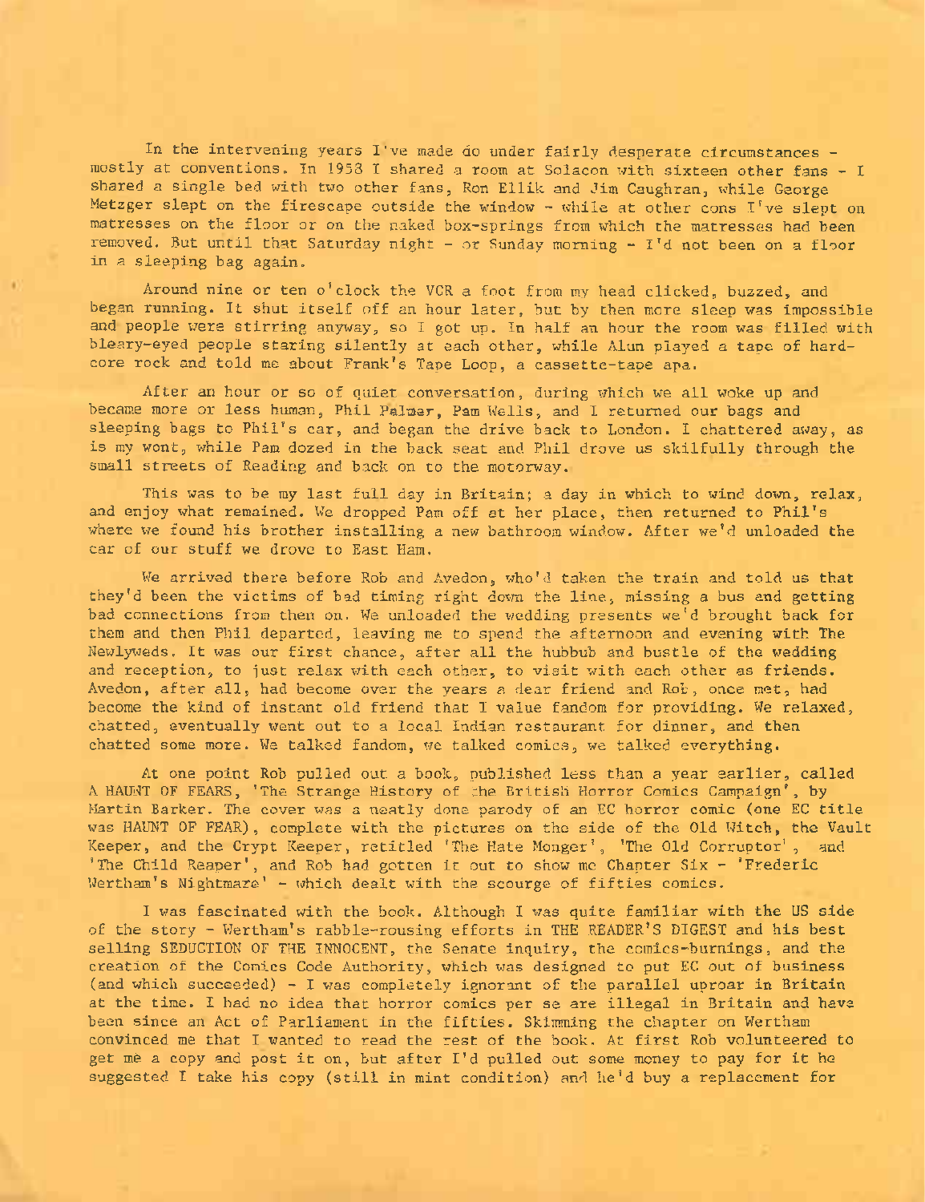In the intervening years I've made do under fairly desperate circumstances - mostly at conventions. In 1958 I shared a room at Solacon with sixteen other fans - I shared a single bed with two other fans, Ron Ellik and Jim Caughran, while George Metzger slept on the firescape outside the window - while at other cons I've slept on matresses on the floor or on the naked box-springs from which the matresses had been removed. But until that Saturday night - or Sunday morning - I'd not been on a floor in a sleeping bag again.

Around nine or ten o'clock the VCR a foot from my head clicked, buzzed, and began running. It shut itself off an hour later, but by then more sleep was impossible and people were stirring anyway, so I got up. In half an hour the room was filled with bleary-eyed people staring silently at each other, while Alun played a tape of hard-core rock and told me about Frank's Tape Loop, a cassette-tape apa.

After an hour or so of quiet conversation, during which we all woke up and became more or less human, Phil Palmer, Pam Wells, and I returned our bags and sleeping bags to Phil's car, and began the drive back to London. I chattered away, as is my wont, while Pam dozed in the back seat and Phil drove us skilfully through the small streets of Reading and back on to the motorway.

This was to be my last full day in Britain; a day in which to wind down, relax, and enjoy what remained. We dropped Pam off at her place, then returned to Phil's where we found his brother installing a new bathroom window. After we'd unloaded the car of our stuff we drove to East Ham.

We arrived there before Rob and Avedon, who'd taken the train and told us that they'd been the victims of bad timing right down the line, missing a bus and getting bad connections from then on. We unloaded the wedding presents we'd brought back for them and then Phil departed, leaving me to spend the afternoon and evening with The Newlyweds. It was our first chance, after all the hubbub and bustle of the wedding and reception, to just relax with each other, to visit with each other as friends. Avedon, after all, had become over the years a dear friend and Rob, once met, had become the kind of instant old friend that I value fandom for providing. We relaxed, chatted, eventually went out to a local Indian restaurant for dinner, and then chatted some more. We talked fandom, we talked comics, we talked everything.

At one point Rob pulled out a book, published less than a year earlier, called A HAUNT OF FEARS, 'The Strange History of the British Horror Comics Campaign', by Martin Barker. The cover was a neatly done parody of an EC horror comic (one EC title was HAUNT OF FEAR), complete with the pictures on the side of the Old Witch, the Vault Keeper, and the Crypt Keeper, retitled 'The Hate Monger', 'The Old Corruptor', and 'The Child Reaper', and Rob had gotten it out to show me Chapter Six - 'Frederic Wertham's Nightmare' - which dealt with the scourge of fifties comics.

I was fascinated with the book. Although I was quite familiar with the US side of the story - Wertham's rabble-rousing efforts in THE READER'S DIGEST and his best selling SEDUCTION OF THE INNOCENT, the Senate inquiry, the comics-burnings, and the creation of the Comics Code Authority, which was designed to put EC out of business (and which succeeded) - I was completely ignorant of the parallel uproar in Britain at the time. I had no idea that horror comics per se are illegal in Britain and have been since an Act of Parliament in the fifties. Skimming the chapter on Wertham convinced me that I wanted to read the rest of the book. At first Rob volunteered to get me a copy and post it on, but after I'd pulled out some money to pay for it he suggested I take his copy (still in mint condition) and he'd buy a replacement for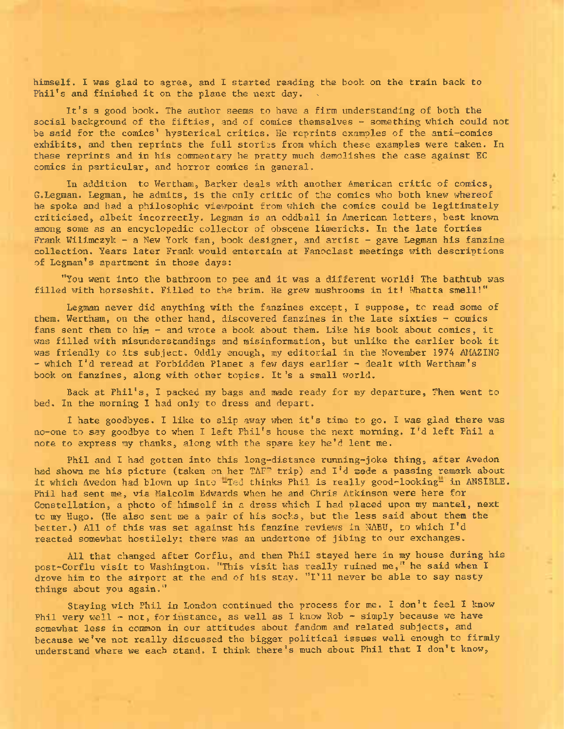himself. I was glad to agree, and I started reading the book on the train back to Phil's and finished it on the plane the next day.

It's a good book. The author seems to have a firm understanding of both the social background of the fifties, and of comics themselves - something which could not be said for the comics' hysterical critics. He reprints examples of the anti-comics exhibits, and then reprints the full stories from which these examples were taken. In these reprints and in his commentary he pretty much demolishes the case against EC comics in particular, and horror comics in general.

In addition to Wertham, Barker deals with another American critic of comics, G.Legman. Legman, he admits, is the only critic of the comics who both knew whereof he spoke and had a philosophic viewpoint from which the comics could be legitimately criticised, albeit incorrectly. Legman is an oddball in American letters, best known among some as an encyclopedic collector of obscene limericks. In the late forties Frank Wilimczyk - a New York fan, book designer, and artist - gave Legman his fanzine collection. Years later Frank would entertain at Fanoclast meetings with descriptions of Legman's apartment in those days:

"You went into the bathroom to pee and it was a different world! The bathtub was filled with horseshit. Filled to the brim. He grew mushrooms in it! Whatta smell!"

Legman never did anything with the fanzines except, I suppose, to read some of them. Wertham, on the other hand, discovered fanzines in the late sixties - comics fans sent them to him - and wrote a book about them. Like his book about comics, it was filled with misunderstandings and misinformation, but unlike the earlier book it was friendly to its subject. Oddly enough, my editorial in the November 1974 AMAZING - which I'd reread at Forbidden Planet a few days earlier - dealt with Wertham's book on fanzines, along with other topics. It's a small world.

Back at Phil's, I packed my bags and made ready for my departure, Then went to bed. In the morning I had only to dress and depart.

I hate goodbyes. I like to slip away when it's time to go. I was glad there was no-one to say goodbye to when I left Phil's house the next morning. I'd left Phil a note to express my thanks, along with the spare key he'd lent me.

Phil and I had gotten into this long-distance running-joke thing, after Avedon had shown me his picture (taken on her TAFF trip) and I'd made a passing remark about it which Avedon had blown up into "Ted thinks Phil is really good-looking" in ANSIBLE. Phil had sent me, via Malcolm Edwards when he and Chris Atkinson were here for Constellation, a photo of himself in a dress which I had placed upon my mantel, next to my Hugo. (He also sent me a pair of his socks, but the less said about them the better.) All of this was set against his fanzine reviews in NABU, to which I'd reacted somewhat hostilely: there was an undertone of jibing to our exchanges.

All that changed after Corflu, and then Phil stayed here in my house during his post-Corflu visit to Washington. "This visit has really ruined me," he said when I drove him to the airport at the end of his stay. "I'll never be able to say nasty things about you again."

Staying with Phil in London continued the process for me. I don't feel I know Phil very well - not, for instance, as well as I know Rob - simply because we have somewhat less in common in our attitudes about fandom and related subjects, and because we've not really discussed the bigger political issues well enough to firmly understand where we each stand. I think there's much about Phil that I don't know,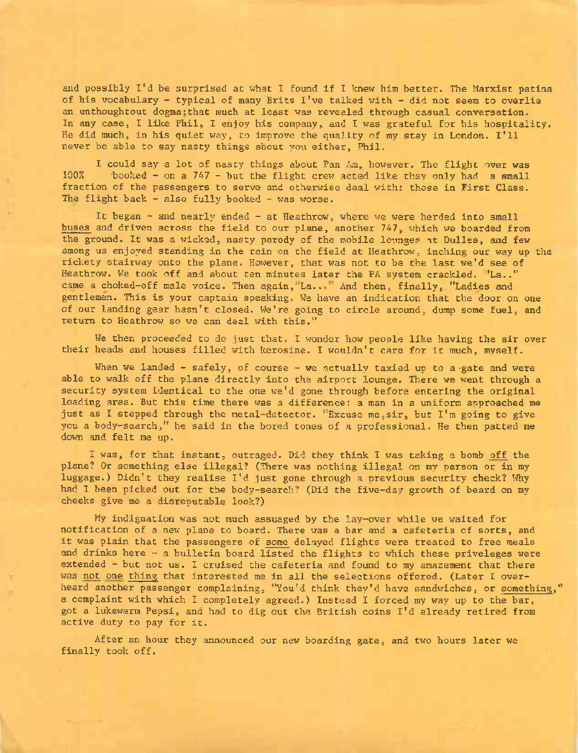and possibly I'd be surprised at what I found if I knew him better. The Marxist patina of his vocabulary - typical of many Brits I've talked with - did not seem to overlie an unthoughtout dogma;that much at least was reveeled through casual conversation. In any case, I like Phil, I enjoy his company, and I was grateful for his hospitality. He did much, in his quiet way, to improve the quality of my stay in London. I'll never be able to say nasty things about you either, Phil.

I could say a lot of nasty things about Pan Am, however. The flight over was 100% booked - on a 747 - but the flight crew acted like they only had a small fraction of the passengers to serve and otherwise deal with: those in First Class. The flight back - also fully booked - was worse.

It began - and nearly ended - at Heathrow, where we were herded into small buses and driven across the field to our plane, another 747, which we boarded from the ground. It was a wicked, nasty parody of the mobile lounges at Dulles, and few among us enjoyed standing in the rain on the field at Heathrow, inching our way up the rickety stairway onto the plane. However, that was not to be the last we'd see of Heathrow. We took off and about ten minutes later the PA system crackled. "La.." came a choked-off male voice. Then again,"La..." And then, finally, "Ladies and gentlemen. This is your captain speaking. We have an indication that the door on one of our landing gear hasn't closed. We're going to circle around, dump some fuel, and return to Heathrow so we can deal with this."

We then proceeded to do just that. I wonder how people like having the air over their heads and houses filled with kerosine. I wouldn't care for it much, myself.

When we landed - safely, of course - we actually taxied up to a gate and were able to walk off the plane directly into the airport lounge. There we went through a security system identical to the one we'd gone through before entering the original loading area. But this time there was a difference: a man in a uniform approached me just as I stepped through the metal-detector. "Excuse me,sir, but I'm going to give you a body-search," he said in the bored tones of a professional. He then patted me down and felt me up.

I was, for that instant, outraged. Did they think I was taking a bomb off the plane? Or something else illegal? (There was nothing illegal on my person or in my luggage.) Didn't they realise I'd just gone through a previous security check? Why had I been picked out for the body-search? (Did the five-day growth of beard on my cheeks give me a disreputable look?)

My indignation was not much assuaged by the lay-over while we waited for notification of a new plane to board. There was a bar and a cafeteria of sorts, and it was plain that the passengers of some delayed flights were treated to free meals and drinks here - a bulletin board listed the flights to which these priveleges were extended - but not us. I cruised the cafeteria and found to my amazement that there was not one thing that interested me in all the selections offered. (Later I overheard another passenger complaining, "You'd think they'd have sandwiches, or something," a complaint with which I completely agreed.) Instead I forced my way up to the bar, got a lukewarm Pepsi, and had to dig out the British coins I'd already retired from active duty to pay for it.

After an hour they announced our new boarding gate, and two hours later we finally took off.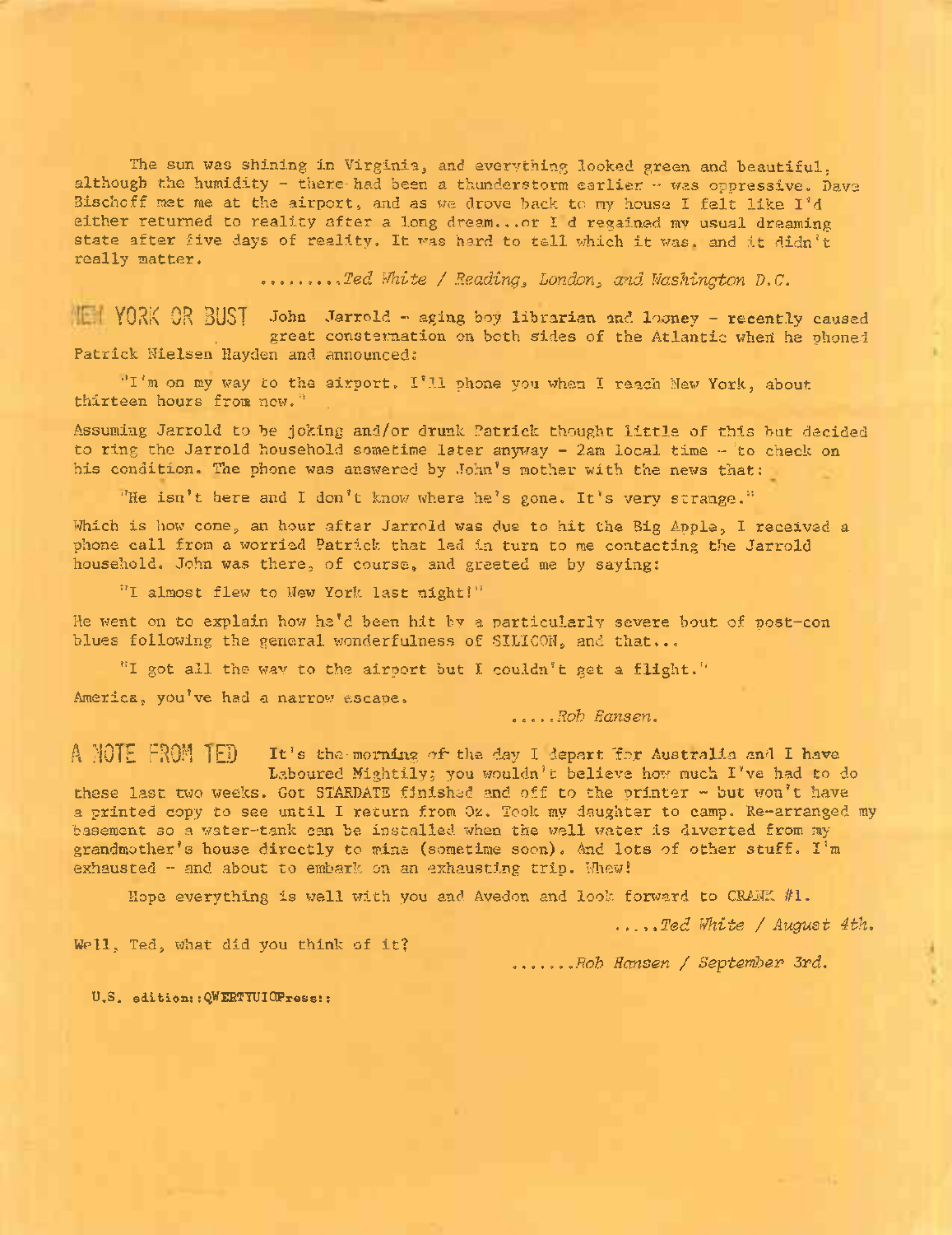The sun was shining in Virginia, and everything looked green and beautiful, although the humidity - there had been a thunderstorm earlier - was oppressive. Dave Bischoff met me at the airport, and as we drove back to my house I felt like I'd either returned to reality after a long dream...or I'd regained my usual dreaming state after five days of reality. It was hard to tell which it was, and it didn't really matter.

........*Ted White / Reading, London, and Washington D.C.*

**NEW YORK OR BUST** John Jarrold - aging boy librarian and looney - recently caused great consternation on both sides of the Atlantic when he phoned Patrick Nielsen Hayden and announced:

"I'm on my way to the airport. I'll phone you when I reach New York, about thirteen hours from now."

Assuming Jarrold to be joking and/or drunk Patrick thought little of this but decided to ring the Jarrold household sometime later anyway - 2am local time - to check on his condition. The phone was answered by John's mother with the news that:

"He isn't here and I don't know where he's gone. It's very strange."

Which is how come, an hour after Jarrold was due to hit the Big Apple, I received a phone call from a worried Patrick that led in turn to me contacting the Jarrold household. John was there, of course, and greeted me by saying:

"I almost flew to New York last night!"

He went on to explain how he'd been hit by a particularly severe bout of post-con blues following the general wonderfulness of SILICON, and that...

"I got all the way to the airport but I couldn't get a flight."

America, you've had a narrow escape.

.....*Rob Hansen.*

**A NOTE FROM TED** It's the morning of the day I depart for Australia and I have Laboured Mightily; you wouldn't believe how much I've had to do these last two weeks. Got STARDATE finished and off to the printer - but won't have a printed copy to see until I return from Oz. Took my daughter to camp. Re-arranged my basement so a water-tank can be installed when the well water is diverted from my grandmother's house directly to mine (sometime soon). And lots of other stuff. I'm exhausted - and about to embark on an exhausting trip. Whew!

Hope everything is well with you and Avedon and look forward to CRANK #1.

.....*Ted White / August 4th.*

Well, Ted, what did you think of it?

.......*Rob Hansen / September 3rd.*

U.S. edition::QWERTYUIOPress::